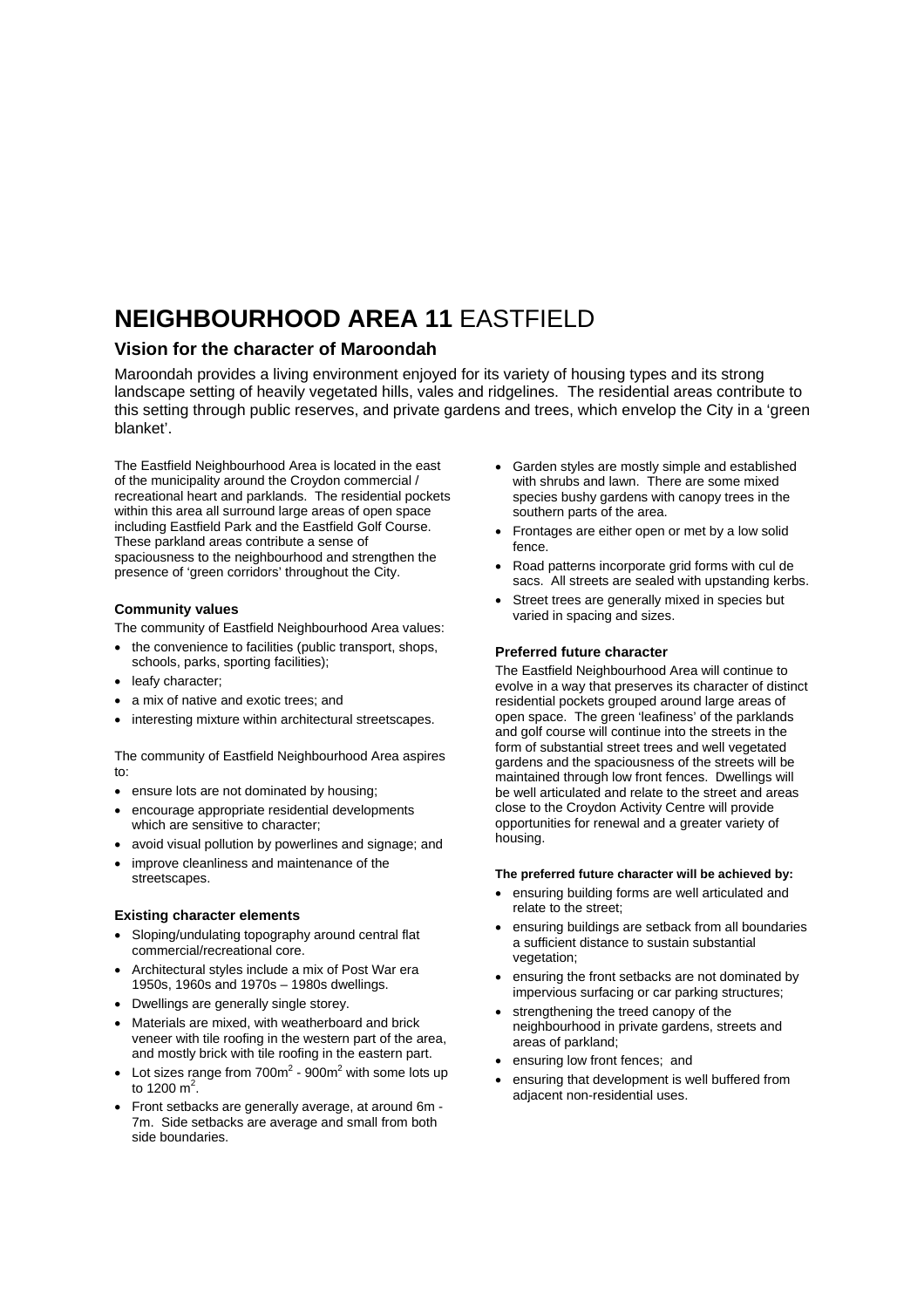# NEIGHBOURHOOD AREA 11 EASTFIELD

## Vision for the character of Maroondah

Maroondah provides a living environment enjoyed for its variety of housing types and its strong landscape setting of heavily vegetated hills, vales and ridgelines. The residential areas contribute to this setting through public reserves, and private gardens and trees, which envelop the City in a 'green blanket'.

The Eastfield Neighbourhood Area is located in the east of the municipality around the Croydon commercial / recreational heart and parklands. The residential pockets within this area all surround large areas of open space including Eastfield Park and the Eastfield Golf Course. These parkland areas contribute a sense of spaciousness to the neighbourhood and strengthen the presence of 'green corridors' throughout the City.

### Community values

The community of Eastfield Neighbourhood Area values:

- the convenience to facilities (public transport, shops, schools, parks, sporting facilities);
- leafy character;
- a mix of native and exotic trees; and
- interesting mixture within architectural streetscapes.

The community of Eastfield Neighbourhood Area aspires to:

- ensure lots are not dominated by housing;
- encourage appropriate residential developments which are sensitive to character;
- avoid visual pollution by powerlines and signage; and
- improve cleanliness and maintenance of the streetscapes.

### Existing character elements

- Sloping/undulating topography around central flat commercial/recreational core.
- Architectural styles include a mix of Post War era 1950s, 1960s and 1970s – 1980s dwellings.
- Dwellings are generally single storey.
- Materials are mixed, with weatherboard and brick veneer with tile roofing in the western part of the area, and mostly brick with tile roofing in the eastern part.
- Lot sizes range from 700m$^2$ - 900m$^2$ with some lots up to 1200 m$^2$.
- Front setbacks are generally average, at around 6m - 7m. Side setbacks are average and small from both side boundaries.
- Garden styles are mostly simple and established with shrubs and lawn. There are some mixed species bushy gardens with canopy trees in the southern parts of the area.
- Frontages are either open or met by a low solid fence.
- Road patterns incorporate grid forms with cul de sacs. All streets are sealed with upstanding kerbs.
- Street trees are generally mixed in species but varied in spacing and sizes.

### Preferred future character

The Eastfield Neighbourhood Area will continue to evolve in a way that preserves its character of distinct residential pockets grouped around large areas of open space. The green 'leafiness' of the parklands and golf course will continue into the streets in the form of substantial street trees and well vegetated gardens and the spaciousness of the streets will be maintained through low front fences. Dwellings will be well articulated and relate to the street and areas close to the Croydon Activity Centre will provide opportunities for renewal and a greater variety of housing.

**The preferred future character will be achieved by:**

- ensuring building forms are well articulated and relate to the street;
- ensuring buildings are setback from all boundaries a sufficient distance to sustain substantial vegetation;
- ensuring the front setbacks are not dominated by impervious surfacing or car parking structures;
- strengthening the treed canopy of the neighbourhood in private gardens, streets and areas of parkland;
- ensuring low front fences; and
- ensuring that development is well buffered from adjacent non-residential uses.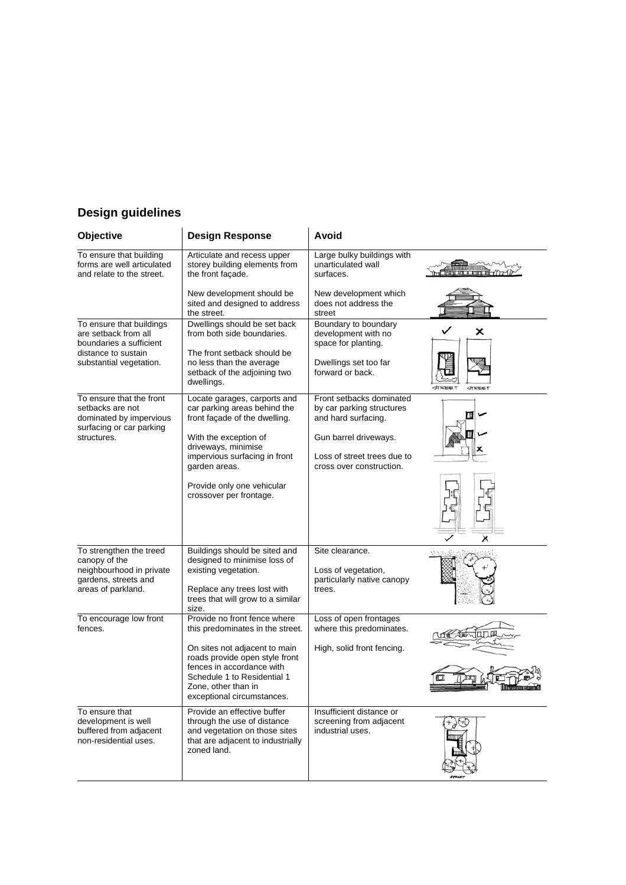## Design guidelines

| Objective | Design Response | Avoid |
|---|---|---|
| To ensure that building forms are well articulated and relate to the street. | Articulate and recess upper storey building elements from the front façade.<br><br>New development should be sited and designed to address the street. | Large bulky buildings with unarticulated wall surfaces.<br><br>New development which does not address the street |
| To ensure that buildings are setback from all boundaries a sufficient distance to sustain substantial vegetation. | Dwellings should be set back from both side boundaries.<br><br>The front setback should be no less than the average setback of the adjoining two dwellings. | Boundary to boundary development with no space for planting.<br><br>Dwellings set too far forward or back. |
| To ensure that the front setbacks are not dominated by impervious surfacing or car parking structures. | Locate garages, carports and car parking areas behind the front façade of the dwelling.<br><br>With the exception of driveways, minimise impervious surfacing in front garden areas.<br><br>Provide only one vehicular crossover per frontage. | Front setbacks dominated by car parking structures and hard surfacing.<br><br>Gun barrel driveways.<br><br>Loss of street trees due to cross over construction. |
| To strengthen the treed canopy of the neighbourhood in private gardens, streets and areas of parkland. | Buildings should be sited and designed to minimise loss of existing vegetation.<br><br>Replace any trees lost with trees that will grow to a similar size. | Site clearance.<br><br>Loss of vegetation, particularly native canopy trees. |
| To encourage low front fences. | Provide no front fence where this predominates in the street.<br><br>On sites not adjacent to main roads provide open style front fences in accordance with Schedule 1 to Residential 1 Zone, other than in exceptional circumstances. | Loss of open frontages where this predominates.<br><br>High, solid front fencing. |
| To ensure that development is well buffered from adjacent non-residential uses. | Provide an effective buffer through the use of distance and vegetation on those sites that are adjacent to industrially zoned land. | Insufficient distance or screening from adjacent industrial uses. |